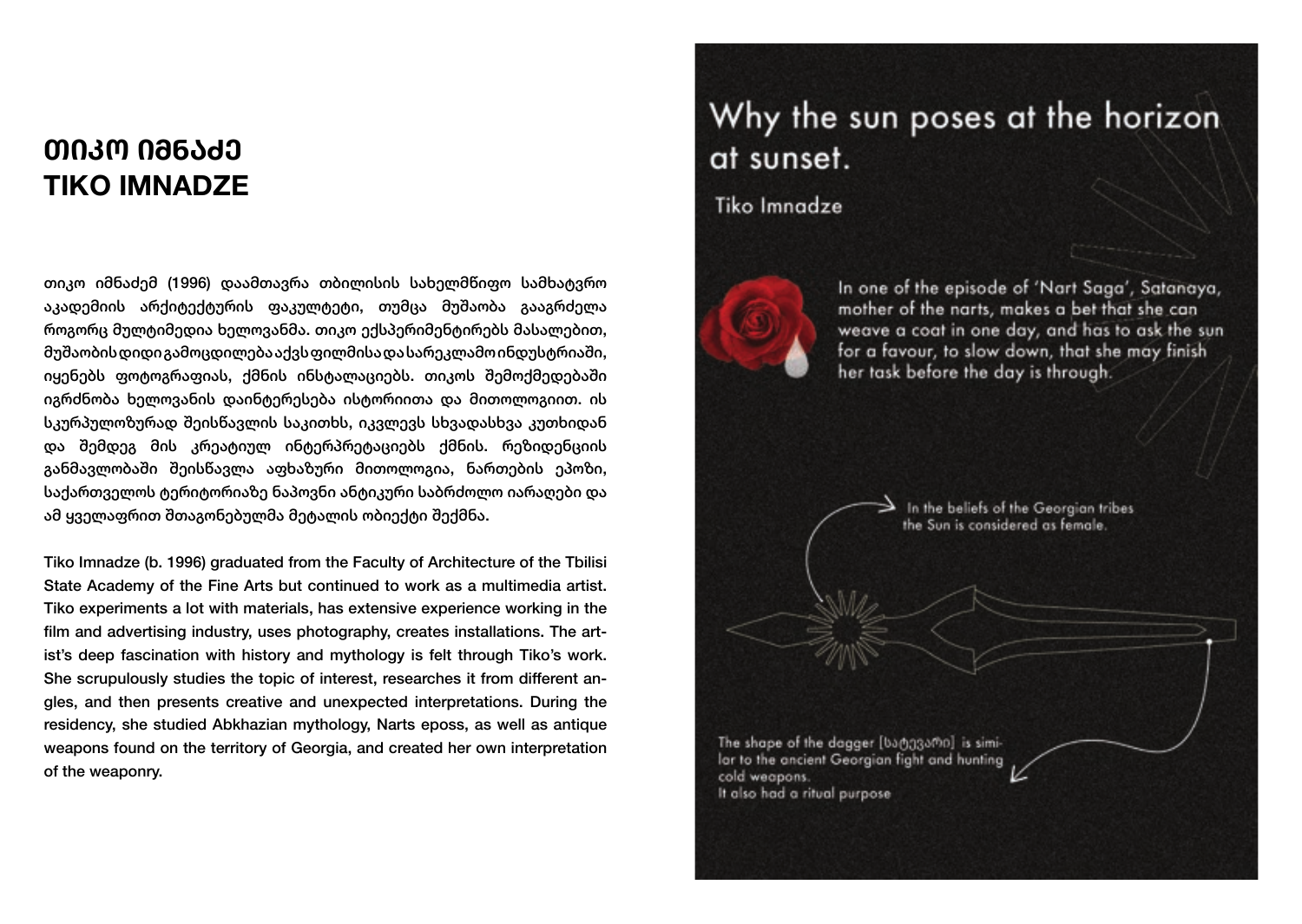# თიკო იმნაძე
# TIKO IMNADZE

თიკო იმნაძემ (1996) დაამთავრა თბილისის სახელმწიფო სამხატვრო აკადემიის არქიტექტურის ფაკულტეტი, თუმცა მუშაობა გააგრძელა როგორც მულტიმედია ხელოვანმა. თიკო ექსპერიმენტირებს მასალებით, მუშაობის დიდი გამოცდილება აქვს ფილმისა და სარეკლამო ინდუსტრიაში, იყენებს ფოტოგრაფიას, ქმნის ინსტალაციებს. თიკოს შემოქმედებაში იგრძნობა ხელოვანის დაინტერესება ისტორიითა და მითოლოგიით. ის სკურპულოზურად შეისწავლის საკითხს, იკვლევს სხვადასხვა კუთხიდან და შემდეგ მის კრეატიულ ინტერპრეტაციებს ქმნის. რეზიდენციის განმავლობაში შეისწავლა აფხაზური მითოლოგია, ნართების ეპოზი, საქართველოს ტერიტორიაზე ნაპოვნი ანტიკური საბრძოლო იარაღები და ამ ყველაფრით შთაგონებულმა მეტალის ობიექტი შექმნა.

Tiko Imnadze (b. 1996) graduated from the Faculty of Architecture of the Tbilisi State Academy of the Fine Arts but continued to work as a multimedia artist. Tiko experiments a lot with materials, has extensive experience working in the film and advertising industry, uses photography, creates installations. The artist's deep fascination with history and mythology is felt through Tiko's work. She scrupulously studies the topic of interest, researches it from different angles, and then presents creative and unexpected interpretations. During the residency, she studied Abkhazian mythology, Narts eposs, as well as antique weapons found on the territory of Georgia, and created her own interpretation of the weaponry.

## Why the sun poses at the horizon at sunset.

Tiko Imnadze

In one of the episode of 'Nart Saga', Satanaya, mother of the narts, makes a bet that she can weave a coat in one day, and has to ask the sun for a favour, to slow down, that she may finish her task before the day is through.

In the beliefs of the Georgian tribes the Sun is considered as female.

The shape of the dagger [სატევარი] is similar to the ancient Georgian fight and hunting cold weapons.
It also had a ritual purpose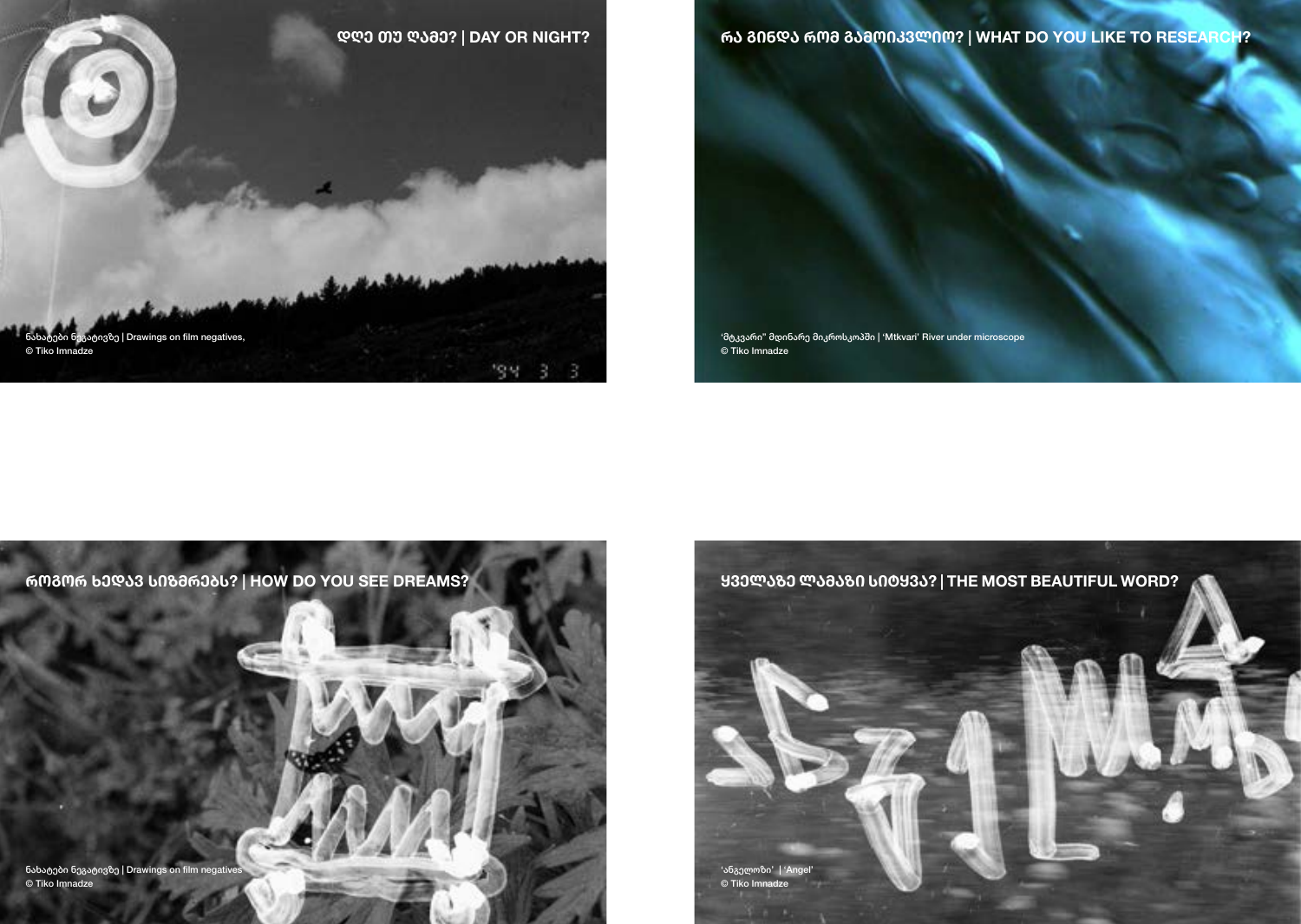## დღე თუ ღამე? | DAY OR NIGHT?

ნახატები ნეგატივზე | Drawings on film negatives,
© Tiko Imnadze

## რა გინდა რომ გამოიკვლიო? | WHAT DO YOU LIKE TO RESEARCH?

'მტკვარი" მდინარე მიკროსკოპში | 'Mtkvari' River under microscope
© Tiko Imnadze

## როგორ ხედავ სიზმრებს? | HOW DO YOU SEE DREAMS?

ნახატები ნეგატივზე | Drawings on film negatives
© Tiko Imnadze

## ყველაზე ლამაზი სიტყვა? | THE MOST BEAUTIFUL WORD?

'ანგელოზი' | 'Angel'
© Tiko Imnadze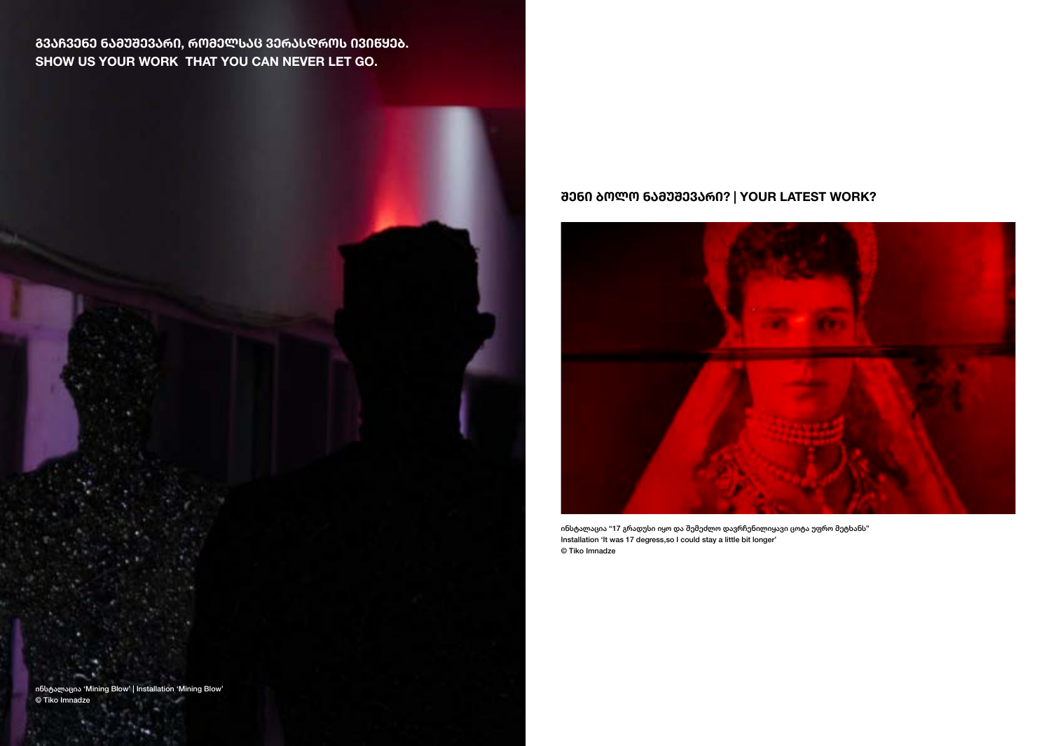**გვაჩვენე ნამუშევარი, რომელსაც ვერასდროს ივიწყებ.**
**SHOW US YOUR WORK THAT YOU CAN NEVER LET GO.**

ინსტალაცია 'Mining Blow' | Installation 'Mining Blow'
© Tiko Imnadze

## შენი ბოლო ნამუშევარი? | YOUR LATEST WORK?

ინსტალაცია "17 გრადუსი იყო და შემეძლო დავრჩენილიყავი ცოტა უფრო მეტხანს"
Installation 'It was 17 degress,so I could stay a little bit longer'
© Tiko Imnadze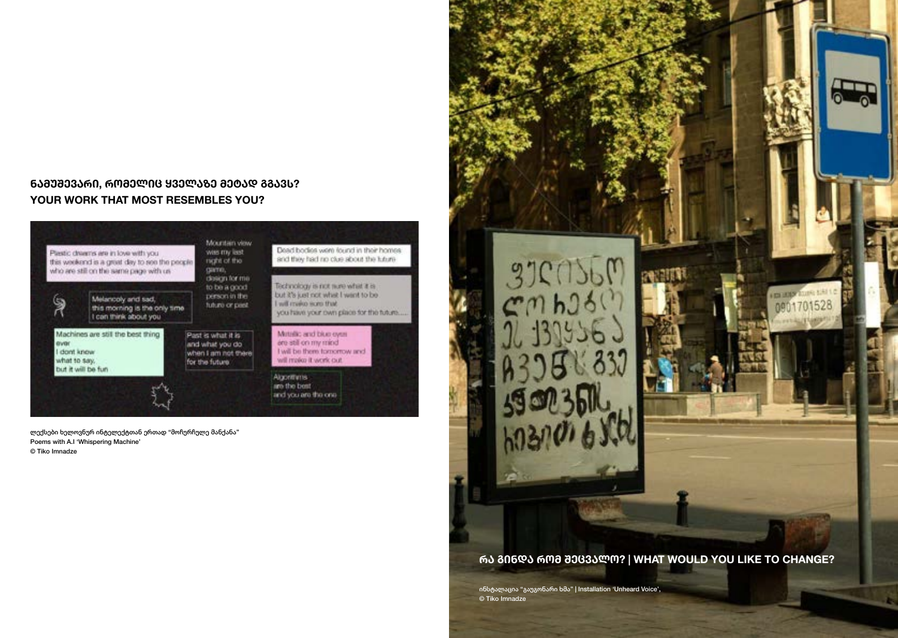## ნამუშევარი, რომელიც ყველაზე მეტად გგავს?
## YOUR WORK THAT MOST RESEMBLES YOU?

ლექსები ხელოვნურ ინტელექტთან ერთად "მოჩურჩულე მანქანა"
Poems with A.I 'Whispering Machine'
© Tiko Imnadze

## რა გინდა რომ შეცვალო? | WHAT WOULD YOU LIKE TO CHANGE?

ინსტალაცია "გაუგონარი ხმა" | Installation 'Unheard Voice',
© Tiko Imnadze